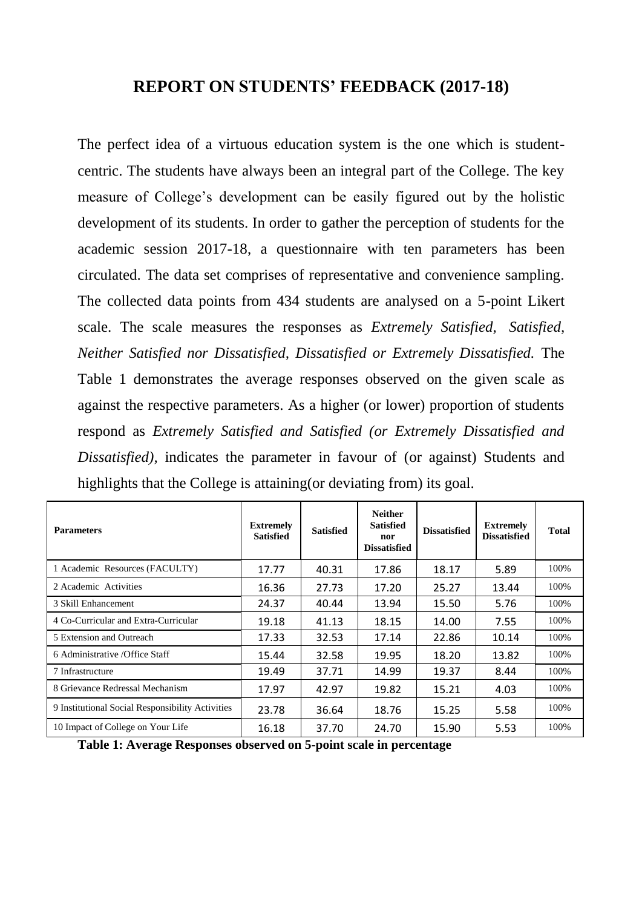# REPORT ON STUDENTS' FEEDBACK (2017-18)

The perfect idea of a virtuous education system is the one which is student-centric. The students have always been an integral part of the College. The key measure of College's development can be easily figured out by the holistic development of its students. In order to gather the perception of students for the academic session 2017-18, a questionnaire with ten parameters has been circulated. The data set comprises of representative and convenience sampling. The collected data points from 434 students are analysed on a 5-point Likert scale. The scale measures the responses as *Extremely Satisfied, Satisfied, Neither Satisfied nor Dissatisfied, Dissatisfied or Extremely Dissatisfied.* The Table 1 demonstrates the average responses observed on the given scale as against the respective parameters. As a higher (or lower) proportion of students respond as *Extremely Satisfied and Satisfied (or Extremely Dissatisfied and Dissatisfied),* indicates the parameter in favour of (or against) Students and highlights that the College is attaining(or deviating from) its goal.

| Parameters | Extremely Satisfied | Satisfied | Neither Satisfied nor Dissatisfied | Dissatisfied | Extremely Dissatisfied | Total |
|---|---|---|---|---|---|---|
| 1 Academic Resources (FACULTY) | 17.77 | 40.31 | 17.86 | 18.17 | 5.89 | 100% |
| 2 Academic Activities | 16.36 | 27.73 | 17.20 | 25.27 | 13.44 | 100% |
| 3 Skill Enhancement | 24.37 | 40.44 | 13.94 | 15.50 | 5.76 | 100% |
| 4 Co-Curricular and Extra-Curricular | 19.18 | 41.13 | 18.15 | 14.00 | 7.55 | 100% |
| 5 Extension and Outreach | 17.33 | 32.53 | 17.14 | 22.86 | 10.14 | 100% |
| 6 Administrative /Office Staff | 15.44 | 32.58 | 19.95 | 18.20 | 13.82 | 100% |
| 7 Infrastructure | 19.49 | 37.71 | 14.99 | 19.37 | 8.44 | 100% |
| 8 Grievance Redressal Mechanism | 17.97 | 42.97 | 19.82 | 15.21 | 4.03 | 100% |
| 9 Institutional Social Responsibility Activities | 23.78 | 36.64 | 18.76 | 15.25 | 5.58 | 100% |
| 10 Impact of College on Your Life | 16.18 | 37.70 | 24.70 | 15.90 | 5.53 | 100% |

**Table 1: Average Responses observed on 5-point scale in percentage**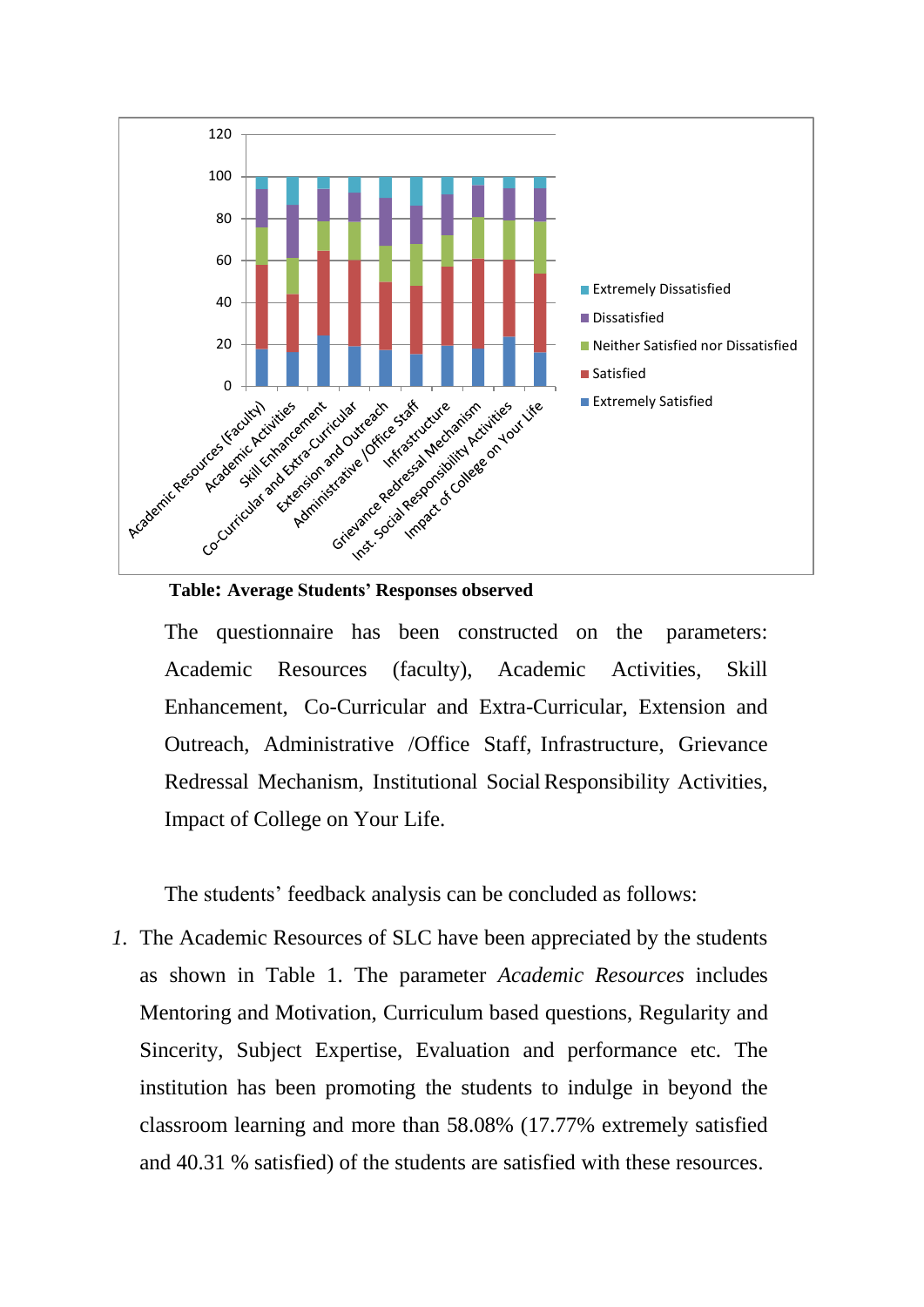**Table: Average Students' Responses observed**

The questionnaire has been constructed on the parameters: Academic Resources (faculty), Academic Activities, Skill Enhancement, Co-Curricular and Extra-Curricular, Extension and Outreach, Administrative /Office Staff, Infrastructure, Grievance Redressal Mechanism, Institutional Social Responsibility Activities, Impact of College on Your Life.

The students' feedback analysis can be concluded as follows:

1. The Academic Resources of SLC have been appreciated by the students as shown in Table 1. The parameter *Academic Resources* includes Mentoring and Motivation, Curriculum based questions, Regularity and Sincerity, Subject Expertise, Evaluation and performance etc. The institution has been promoting the students to indulge in beyond the classroom learning and more than 58.08% (17.77% extremely satisfied and 40.31 % satisfied) of the students are satisfied with these resources.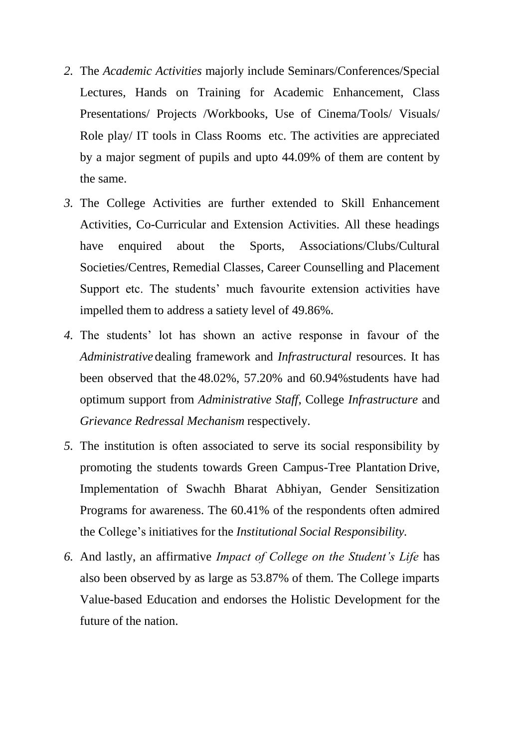2. The *Academic Activities* majorly include Seminars/Conferences/Special Lectures, Hands on Training for Academic Enhancement, Class Presentations/ Projects /Workbooks, Use of Cinema/Tools/ Visuals/ Role play/ IT tools in Class Rooms etc. The activities are appreciated by a major segment of pupils and upto 44.09% of them are content by the same.
3. The College Activities are further extended to Skill Enhancement Activities, Co-Curricular and Extension Activities. All these headings have enquired about the Sports, Associations/Clubs/Cultural Societies/Centres, Remedial Classes, Career Counselling and Placement Support etc. The students' much favourite extension activities have impelled them to address a satiety level of 49.86%.
4. The students' lot has shown an active response in favour of the *Administrative* dealing framework and *Infrastructural* resources. It has been observed that the 48.02%, 57.20% and 60.94%students have had optimum support from *Administrative Staff*, College *Infrastructure* and *Grievance Redressal Mechanism* respectively.
5. The institution is often associated to serve its social responsibility by promoting the students towards Green Campus-Tree Plantation Drive, Implementation of Swachh Bharat Abhiyan, Gender Sensitization Programs for awareness. The 60.41% of the respondents often admired the College's initiatives for the *Institutional Social Responsibility.*
6. And lastly, an affirmative *Impact of College on the Student's Life* has also been observed by as large as 53.87% of them. The College imparts Value-based Education and endorses the Holistic Development for the future of the nation.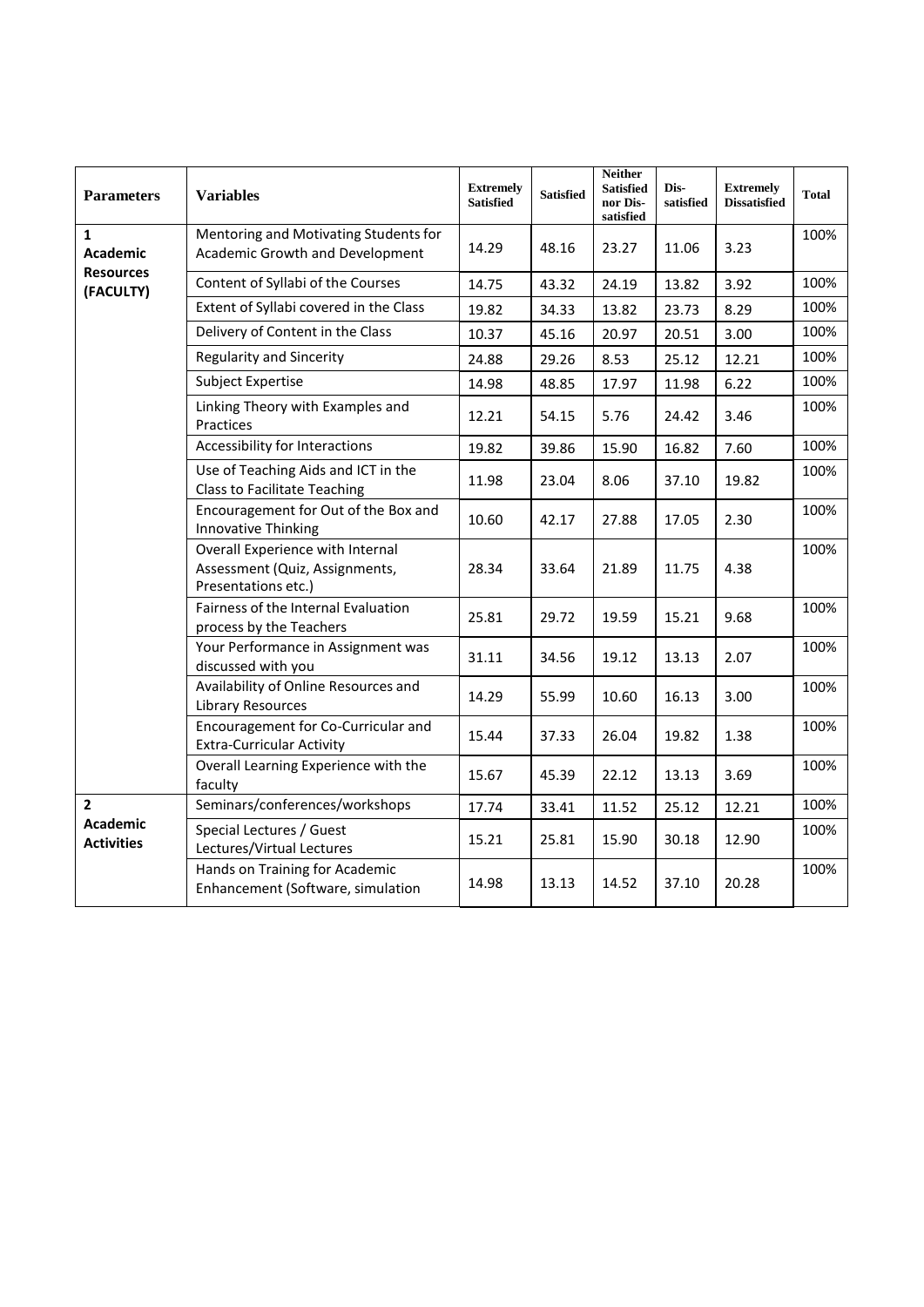| Parameters | Variables | Extremely Satisfied | Satisfied | Neither Satisfied nor Dis-satisfied | Dis-satisfied | Extremely Dissatisfied | Total |
|---|---|---|---|---|---|---|---|
| **1 Academic Resources (FACULTY)** | Mentoring and Motivating Students for Academic Growth and Development | 14.29 | 48.16 | 23.27 | 11.06 | 3.23 | 100% |
| | Content of Syllabi of the Courses | 14.75 | 43.32 | 24.19 | 13.82 | 3.92 | 100% |
| | Extent of Syllabi covered in the Class | 19.82 | 34.33 | 13.82 | 23.73 | 8.29 | 100% |
| | Delivery of Content in the Class | 10.37 | 45.16 | 20.97 | 20.51 | 3.00 | 100% |
| | Regularity and Sincerity | 24.88 | 29.26 | 8.53 | 25.12 | 12.21 | 100% |
| | Subject Expertise | 14.98 | 48.85 | 17.97 | 11.98 | 6.22 | 100% |
| | Linking Theory with Examples and Practices | 12.21 | 54.15 | 5.76 | 24.42 | 3.46 | 100% |
| | Accessibility for Interactions | 19.82 | 39.86 | 15.90 | 16.82 | 7.60 | 100% |
| | Use of Teaching Aids and ICT in the Class to Facilitate Teaching | 11.98 | 23.04 | 8.06 | 37.10 | 19.82 | 100% |
| | Encouragement for Out of the Box and Innovative Thinking | 10.60 | 42.17 | 27.88 | 17.05 | 2.30 | 100% |
| | Overall Experience with Internal Assessment (Quiz, Assignments, Presentations etc.) | 28.34 | 33.64 | 21.89 | 11.75 | 4.38 | 100% |
| | Fairness of the Internal Evaluation process by the Teachers | 25.81 | 29.72 | 19.59 | 15.21 | 9.68 | 100% |
| | Your Performance in Assignment was discussed with you | 31.11 | 34.56 | 19.12 | 13.13 | 2.07 | 100% |
| | Availability of Online Resources and Library Resources | 14.29 | 55.99 | 10.60 | 16.13 | 3.00 | 100% |
| | Encouragement for Co-Curricular and Extra-Curricular Activity | 15.44 | 37.33 | 26.04 | 19.82 | 1.38 | 100% |
| | Overall Learning Experience with the faculty | 15.67 | 45.39 | 22.12 | 13.13 | 3.69 | 100% |
| **2 Academic Activities** | Seminars/conferences/workshops | 17.74 | 33.41 | 11.52 | 25.12 | 12.21 | 100% |
| | Special Lectures / Guest Lectures/Virtual Lectures | 15.21 | 25.81 | 15.90 | 30.18 | 12.90 | 100% |
| | Hands on Training for Academic Enhancement (Software, simulation | 14.98 | 13.13 | 14.52 | 37.10 | 20.28 | 100% |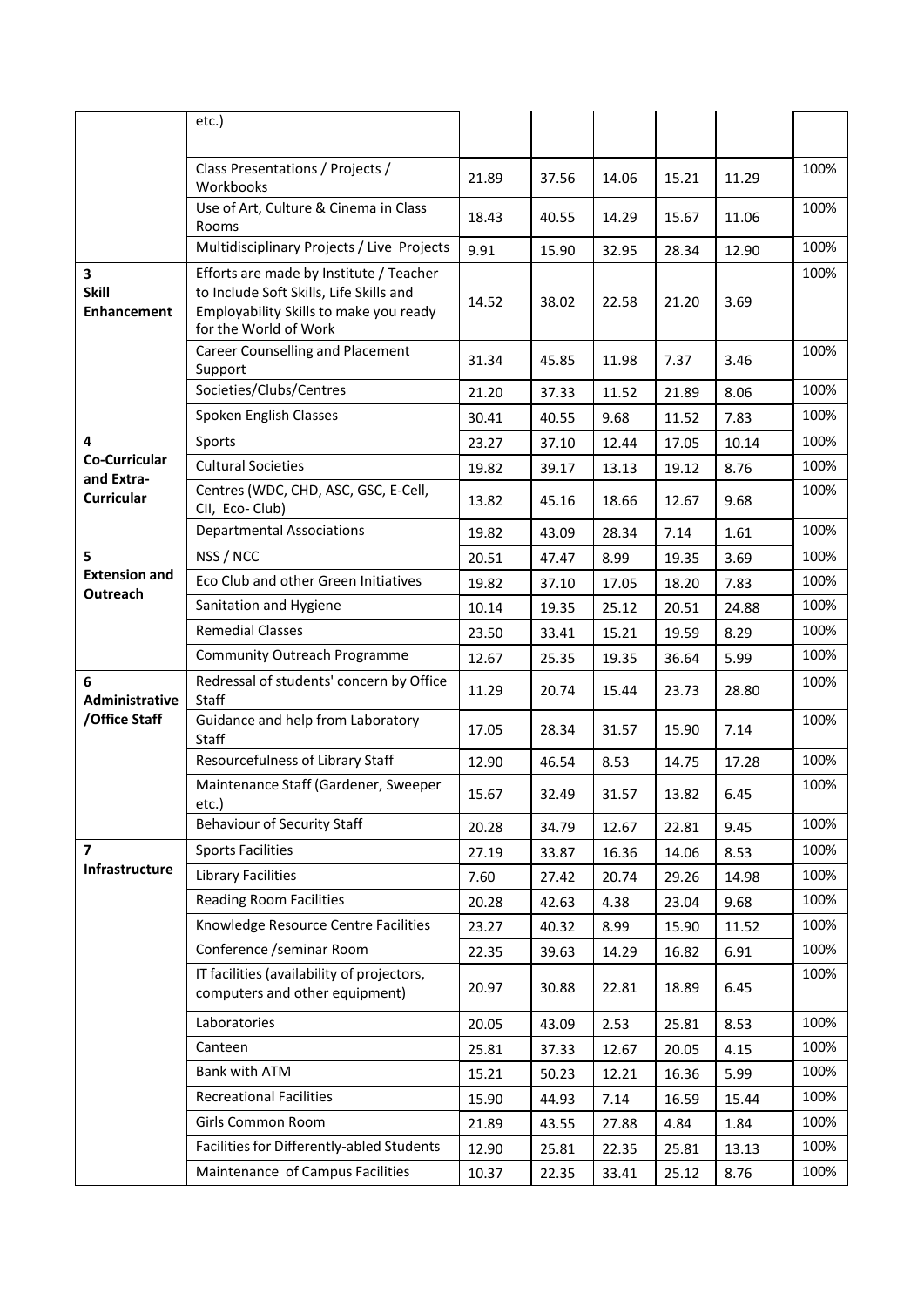| | etc.) | | | | | | |
|---|---|---|---|---|---|---|---|
| | Class Presentations / Projects / Workbooks | 21.89 | 37.56 | 14.06 | 15.21 | 11.29 | 100% |
| | Use of Art, Culture & Cinema in Class Rooms | 18.43 | 40.55 | 14.29 | 15.67 | 11.06 | 100% |
| | Multidisciplinary Projects / Live Projects | 9.91 | 15.90 | 32.95 | 28.34 | 12.90 | 100% |
| **3 Skill Enhancement** | Efforts are made by Institute / Teacher to Include Soft Skills, Life Skills and Employability Skills to make you ready for the World of Work | 14.52 | 38.02 | 22.58 | 21.20 | 3.69 | 100% |
| | Career Counselling and Placement Support | 31.34 | 45.85 | 11.98 | 7.37 | 3.46 | 100% |
| | Societies/Clubs/Centres | 21.20 | 37.33 | 11.52 | 21.89 | 8.06 | 100% |
| | Spoken English Classes | 30.41 | 40.55 | 9.68 | 11.52 | 7.83 | 100% |
| **4 Co-Curricular and Extra-Curricular** | Sports | 23.27 | 37.10 | 12.44 | 17.05 | 10.14 | 100% |
| | Cultural Societies | 19.82 | 39.17 | 13.13 | 19.12 | 8.76 | 100% |
| | Centres (WDC, CHD, ASC, GSC, E-Cell, CII, Eco- Club) | 13.82 | 45.16 | 18.66 | 12.67 | 9.68 | 100% |
| | Departmental Associations | 19.82 | 43.09 | 28.34 | 7.14 | 1.61 | 100% |
| **5 Extension and Outreach** | NSS / NCC | 20.51 | 47.47 | 8.99 | 19.35 | 3.69 | 100% |
| | Eco Club and other Green Initiatives | 19.82 | 37.10 | 17.05 | 18.20 | 7.83 | 100% |
| | Sanitation and Hygiene | 10.14 | 19.35 | 25.12 | 20.51 | 24.88 | 100% |
| | Remedial Classes | 23.50 | 33.41 | 15.21 | 19.59 | 8.29 | 100% |
| | Community Outreach Programme | 12.67 | 25.35 | 19.35 | 36.64 | 5.99 | 100% |
| **6 Administrative /Office Staff** | Redressal of students' concern by Office Staff | 11.29 | 20.74 | 15.44 | 23.73 | 28.80 | 100% |
| | Guidance and help from Laboratory Staff | 17.05 | 28.34 | 31.57 | 15.90 | 7.14 | 100% |
| | Resourcefulness of Library Staff | 12.90 | 46.54 | 8.53 | 14.75 | 17.28 | 100% |
| | Maintenance Staff (Gardener, Sweeper etc.) | 15.67 | 32.49 | 31.57 | 13.82 | 6.45 | 100% |
| | Behaviour of Security Staff | 20.28 | 34.79 | 12.67 | 22.81 | 9.45 | 100% |
| **7 Infrastructure** | Sports Facilities | 27.19 | 33.87 | 16.36 | 14.06 | 8.53 | 100% |
| | Library Facilities | 7.60 | 27.42 | 20.74 | 29.26 | 14.98 | 100% |
| | Reading Room Facilities | 20.28 | 42.63 | 4.38 | 23.04 | 9.68 | 100% |
| | Knowledge Resource Centre Facilities | 23.27 | 40.32 | 8.99 | 15.90 | 11.52 | 100% |
| | Conference /seminar Room | 22.35 | 39.63 | 14.29 | 16.82 | 6.91 | 100% |
| | IT facilities (availability of projectors, computers and other equipment) | 20.97 | 30.88 | 22.81 | 18.89 | 6.45 | 100% |
| | Laboratories | 20.05 | 43.09 | 2.53 | 25.81 | 8.53 | 100% |
| | Canteen | 25.81 | 37.33 | 12.67 | 20.05 | 4.15 | 100% |
| | Bank with ATM | 15.21 | 50.23 | 12.21 | 16.36 | 5.99 | 100% |
| | Recreational Facilities | 15.90 | 44.93 | 7.14 | 16.59 | 15.44 | 100% |
| | Girls Common Room | 21.89 | 43.55 | 27.88 | 4.84 | 1.84 | 100% |
| | Facilities for Differently-abled Students | 12.90 | 25.81 | 22.35 | 25.81 | 13.13 | 100% |
| | Maintenance of Campus Facilities | 10.37 | 22.35 | 33.41 | 25.12 | 8.76 | 100% |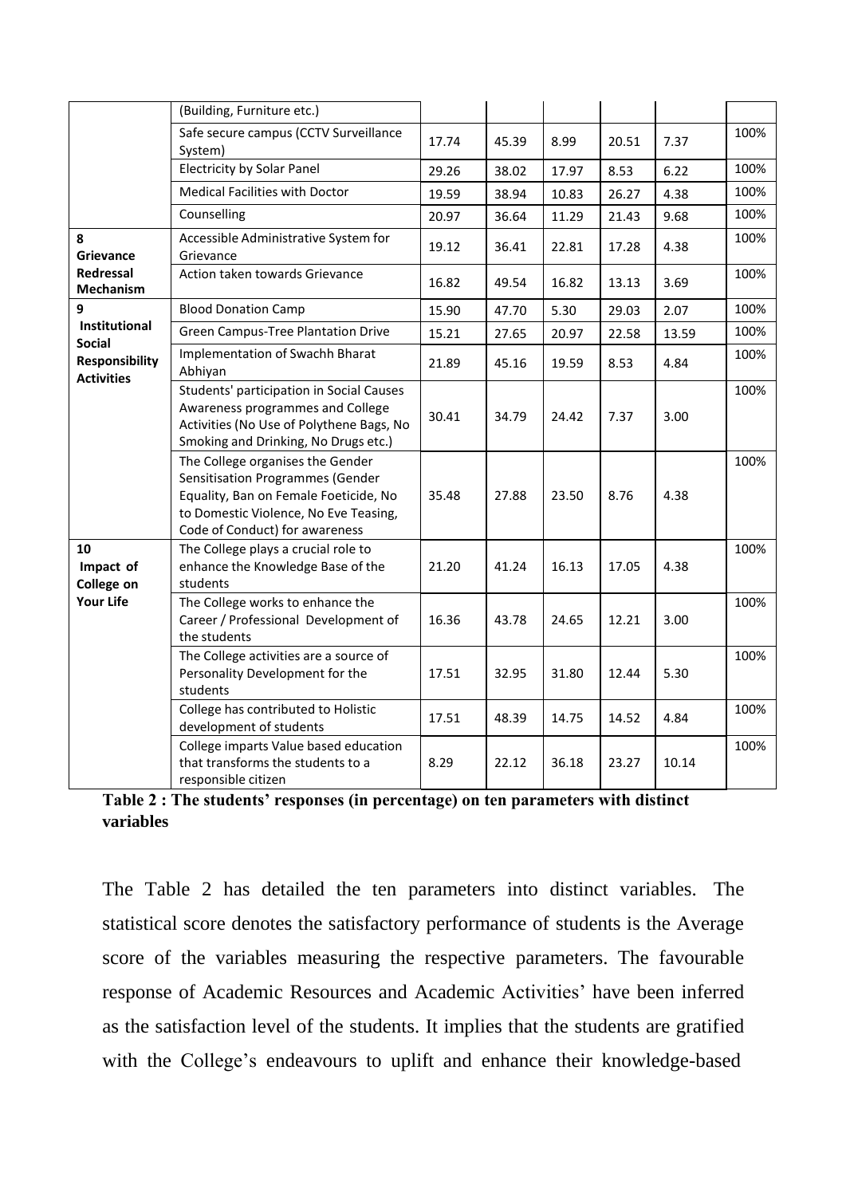| | | | | | | | |
|---|---|---|---|---|---|---|---|
| | (Building, Furniture etc.) | | | | | | |
| | Safe secure campus (CCTV Surveillance System) | 17.74 | 45.39 | 8.99 | 20.51 | 7.37 | 100% |
| | Electricity by Solar Panel | 29.26 | 38.02 | 17.97 | 8.53 | 6.22 | 100% |
| | Medical Facilities with Doctor | 19.59 | 38.94 | 10.83 | 26.27 | 4.38 | 100% |
| | Counselling | 20.97 | 36.64 | 11.29 | 21.43 | 9.68 | 100% |
| **8 Grievance Redressal Mechanism** | Accessible Administrative System for Grievance | 19.12 | 36.41 | 22.81 | 17.28 | 4.38 | 100% |
| | Action taken towards Grievance | 16.82 | 49.54 | 16.82 | 13.13 | 3.69 | 100% |
| **9 Institutional Social Responsibility Activities** | Blood Donation Camp | 15.90 | 47.70 | 5.30 | 29.03 | 2.07 | 100% |
| | Green Campus-Tree Plantation Drive | 15.21 | 27.65 | 20.97 | 22.58 | 13.59 | 100% |
| | Implementation of Swachh Bharat Abhiyan | 21.89 | 45.16 | 19.59 | 8.53 | 4.84 | 100% |
| | Students' participation in Social Causes Awareness programmes and College Activities (No Use of Polythene Bags, No Smoking and Drinking, No Drugs etc.) | 30.41 | 34.79 | 24.42 | 7.37 | 3.00 | 100% |
| | The College organises the Gender Sensitisation Programmes (Gender Equality, Ban on Female Foeticide, No to Domestic Violence, No Eve Teasing, Code of Conduct) for awareness | 35.48 | 27.88 | 23.50 | 8.76 | 4.38 | 100% |
| **10 Impact of College on Your Life** | The College plays a crucial role to enhance the Knowledge Base of the students | 21.20 | 41.24 | 16.13 | 17.05 | 4.38 | 100% |
| | The College works to enhance the Career / Professional Development of the students | 16.36 | 43.78 | 24.65 | 12.21 | 3.00 | 100% |
| | The College activities are a source of Personality Development for the students | 17.51 | 32.95 | 31.80 | 12.44 | 5.30 | 100% |
| | College has contributed to Holistic development of students | 17.51 | 48.39 | 14.75 | 14.52 | 4.84 | 100% |
| | College imparts Value based education that transforms the students to a responsible citizen | 8.29 | 22.12 | 36.18 | 23.27 | 10.14 | 100% |

**Table 2 : The students' responses (in percentage) on ten parameters with distinct variables**

The Table 2 has detailed the ten parameters into distinct variables. The statistical score denotes the satisfactory performance of students is the Average score of the variables measuring the respective parameters. The favourable response of Academic Resources and Academic Activities' have been inferred as the satisfaction level of the students. It implies that the students are gratified with the College's endeavours to uplift and enhance their knowledge-based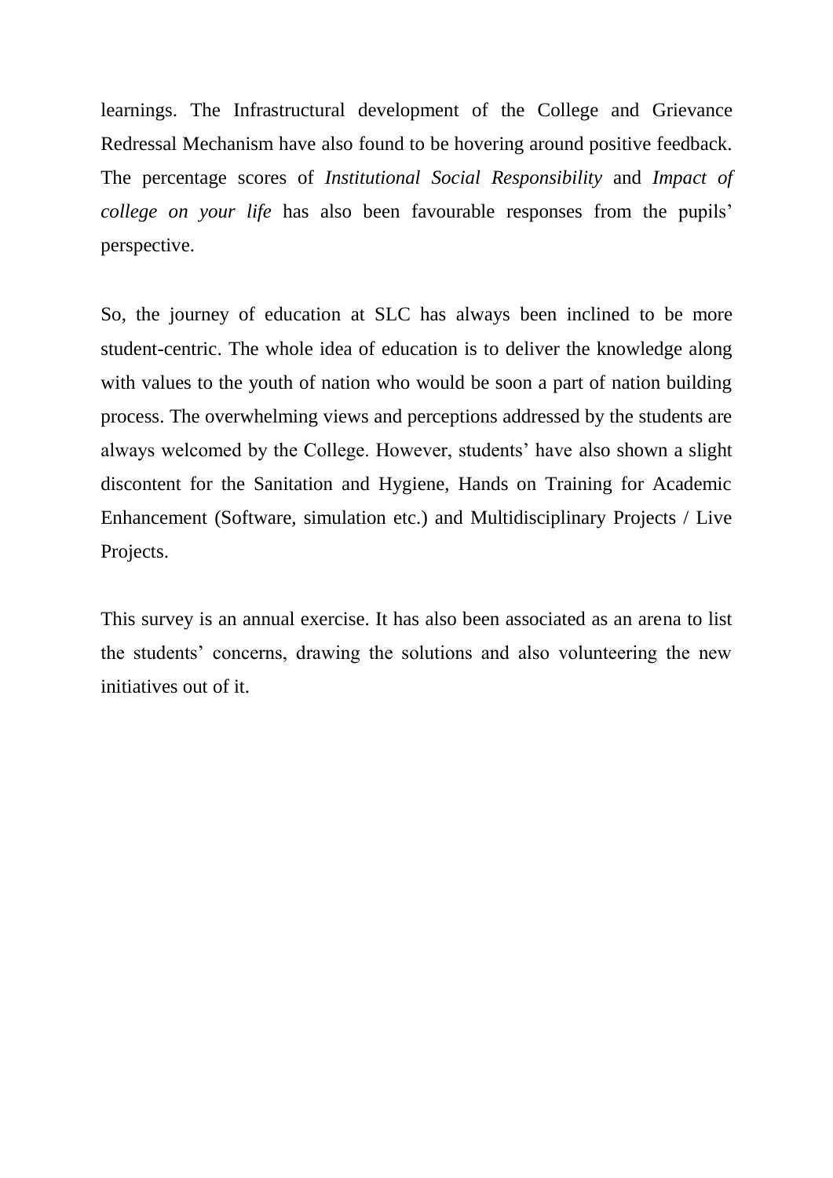learnings. The Infrastructural development of the College and Grievance Redressal Mechanism have also found to be hovering around positive feedback. The percentage scores of *Institutional Social Responsibility* and *Impact of college on your life* has also been favourable responses from the pupils' perspective.

So, the journey of education at SLC has always been inclined to be more student-centric. The whole idea of education is to deliver the knowledge along with values to the youth of nation who would be soon a part of nation building process. The overwhelming views and perceptions addressed by the students are always welcomed by the College. However, students' have also shown a slight discontent for the Sanitation and Hygiene, Hands on Training for Academic Enhancement (Software, simulation etc.) and Multidisciplinary Projects / Live Projects.

This survey is an annual exercise. It has also been associated as an arena to list the students' concerns, drawing the solutions and also volunteering the new initiatives out of it.